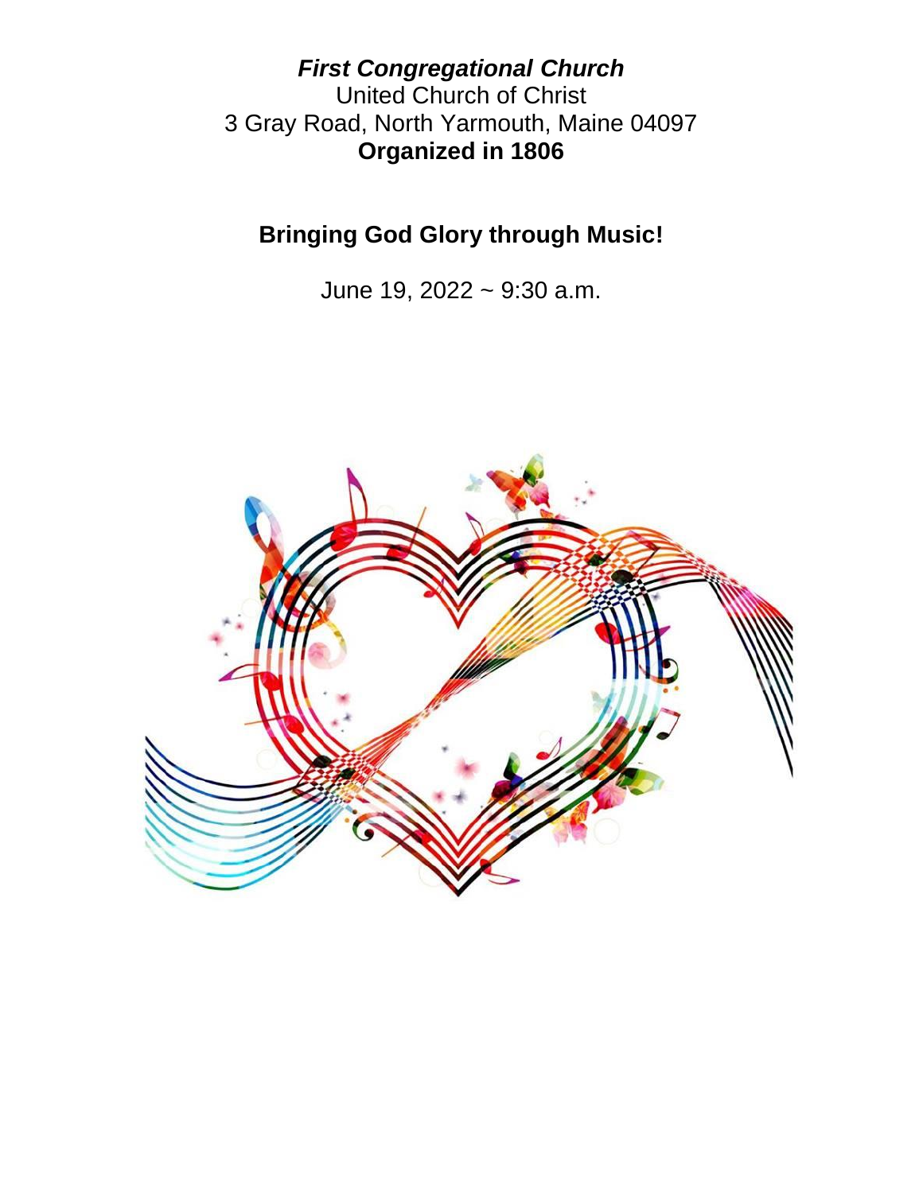***First Congregational Church***

United Church of Christ

3 Gray Road, North Yarmouth, Maine 04097

**Organized in 1806**

## Bringing God Glory through Music!

June 19, 2022 ~ 9:30 a.m.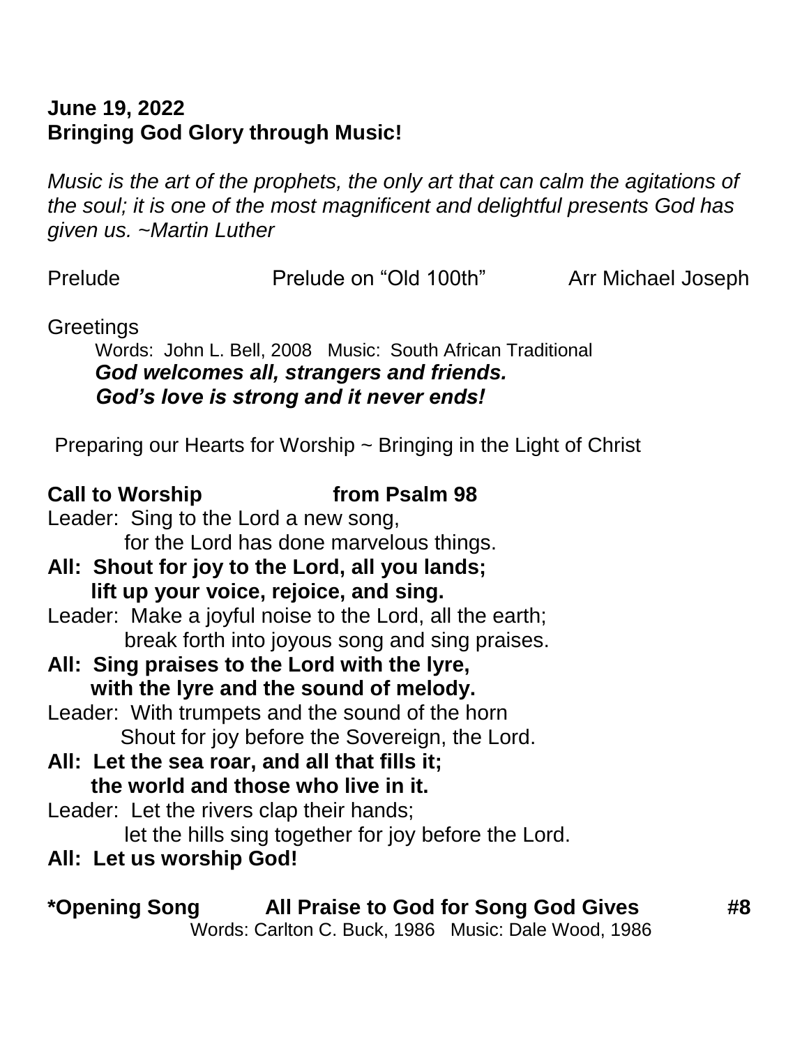**June 19, 2022**
**Bringing God Glory through Music!**

*Music is the art of the prophets, the only art that can calm the agitations of the soul; it is one of the most magnificent and delightful presents God has given us. ~Martin Luther*

Prelude Prelude on "Old 100th" Arr Michael Joseph

Greetings

Words: John L. Bell, 2008 Music: South African Traditional

***God welcomes all, strangers and friends.***
***God's love is strong and it never ends!***

Preparing our Hearts for Worship ~ Bringing in the Light of Christ

**Call to Worship from Psalm 98**

Leader: Sing to the Lord a new song,
for the Lord has done marvelous things.

**All: Shout for joy to the Lord, all you lands;**
**lift up your voice, rejoice, and sing.**

Leader: Make a joyful noise to the Lord, all the earth;
break forth into joyous song and sing praises.

**All: Sing praises to the Lord with the lyre,**
**with the lyre and the sound of melody.**

Leader: With trumpets and the sound of the horn
Shout for joy before the Sovereign, the Lord.

**All: Let the sea roar, and all that fills it;**
**the world and those who live in it.**

Leader: Let the rivers clap their hands;
let the hills sing together for joy before the Lord.

**All: Let us worship God!**

**\*Opening Song All Praise to God for Song God Gives #8**

Words: Carlton C. Buck, 1986 Music: Dale Wood, 1986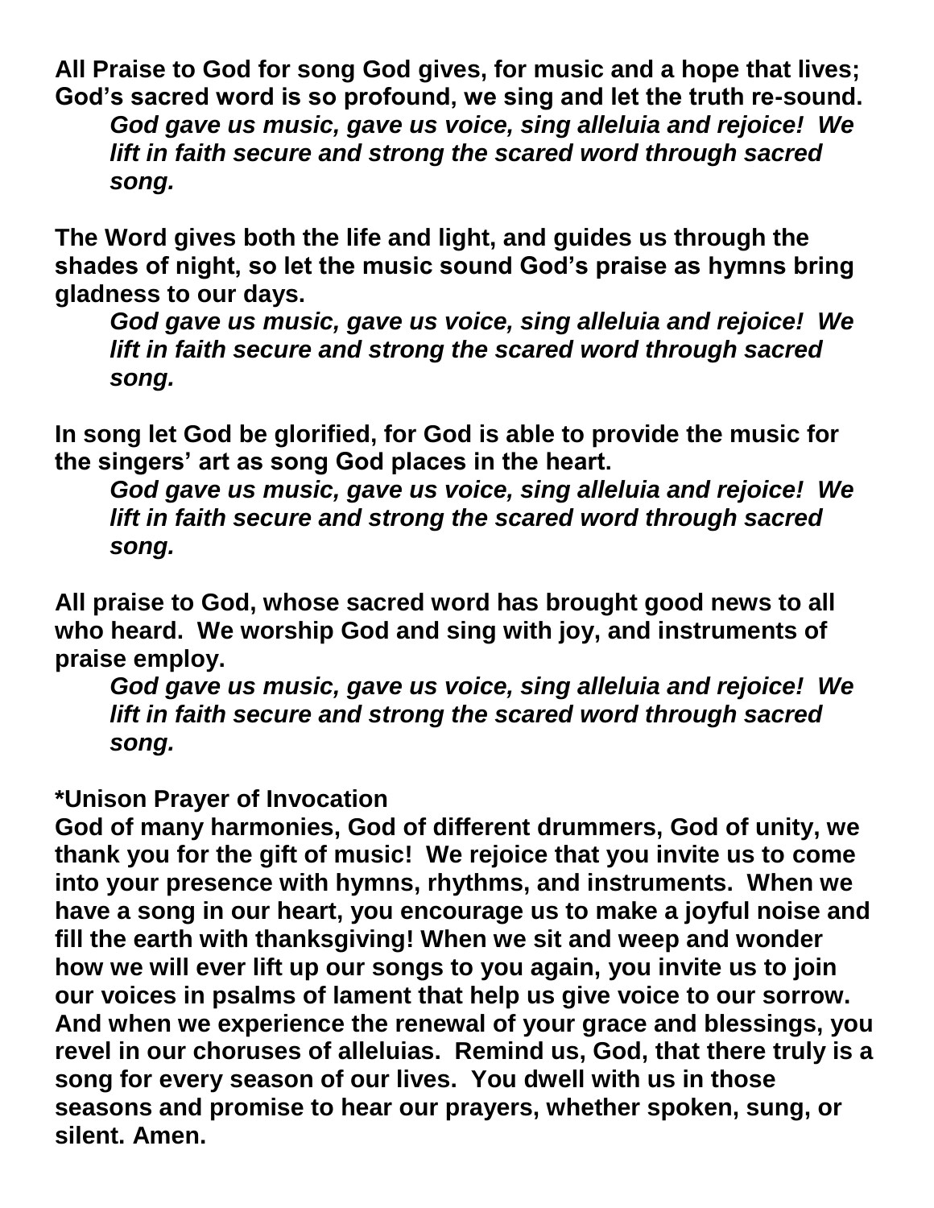**All Praise to God for song God gives, for music and a hope that lives; God's sacred word is so profound, we sing and let the truth re-sound.**

> ***God gave us music, gave us voice, sing alleluia and rejoice! We lift in faith secure and strong the scared word through sacred song.***

**The Word gives both the life and light, and guides us through the shades of night, so let the music sound God's praise as hymns bring gladness to our days.**

> ***God gave us music, gave us voice, sing alleluia and rejoice! We lift in faith secure and strong the scared word through sacred song.***

**In song let God be glorified, for God is able to provide the music for the singers' art as song God places in the heart.**

> ***God gave us music, gave us voice, sing alleluia and rejoice! We lift in faith secure and strong the scared word through sacred song.***

**All praise to God, whose sacred word has brought good news to all who heard. We worship God and sing with joy, and instruments of praise employ.**

> ***God gave us music, gave us voice, sing alleluia and rejoice! We lift in faith secure and strong the scared word through sacred song.***

**\*Unison Prayer of Invocation**

**God of many harmonies, God of different drummers, God of unity, we thank you for the gift of music! We rejoice that you invite us to come into your presence with hymns, rhythms, and instruments. When we have a song in our heart, you encourage us to make a joyful noise and fill the earth with thanksgiving! When we sit and weep and wonder how we will ever lift up our songs to you again, you invite us to join our voices in psalms of lament that help us give voice to our sorrow. And when we experience the renewal of your grace and blessings, you revel in our choruses of alleluias. Remind us, God, that there truly is a song for every season of our lives. You dwell with us in those seasons and promise to hear our prayers, whether spoken, sung, or silent. Amen.**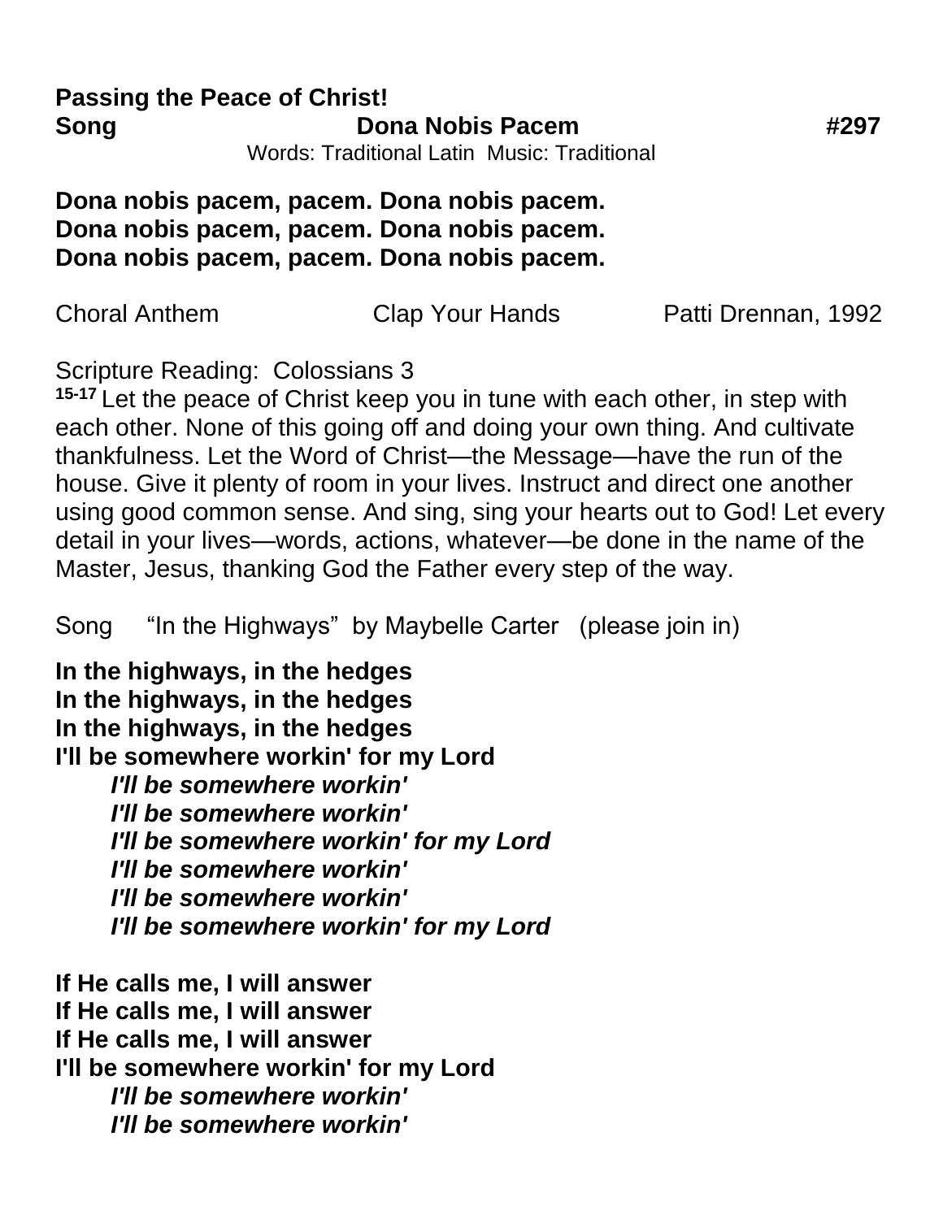**Passing the Peace of Christ!**

**Song** **Dona Nobis Pacem** **#297**

Words: Traditional Latin Music: Traditional

**Dona nobis pacem, pacem. Dona nobis pacem.**
**Dona nobis pacem, pacem. Dona nobis pacem.**
**Dona nobis pacem, pacem. Dona nobis pacem.**

Choral Anthem Clap Your Hands Patti Drennan, 1992

Scripture Reading: Colossians 3

**15-17** Let the peace of Christ keep you in tune with each other, in step with each other. None of this going off and doing your own thing. And cultivate thankfulness. Let the Word of Christ—the Message—have the run of the house. Give it plenty of room in your lives. Instruct and direct one another using good common sense. And sing, sing your hearts out to God! Let every detail in your lives—words, actions, whatever—be done in the name of the Master, Jesus, thanking God the Father every step of the way.

Song "In the Highways" by Maybelle Carter (please join in)

**In the highways, in the hedges**
**In the highways, in the hedges**
**In the highways, in the hedges**
**I'll be somewhere workin' for my Lord**

> ***I'll be somewhere workin'***
> ***I'll be somewhere workin'***
> ***I'll be somewhere workin' for my Lord***
> ***I'll be somewhere workin'***
> ***I'll be somewhere workin'***
> ***I'll be somewhere workin' for my Lord***

**If He calls me, I will answer**
**If He calls me, I will answer**
**If He calls me, I will answer**
**I'll be somewhere workin' for my Lord**

> ***I'll be somewhere workin'***
> ***I'll be somewhere workin'***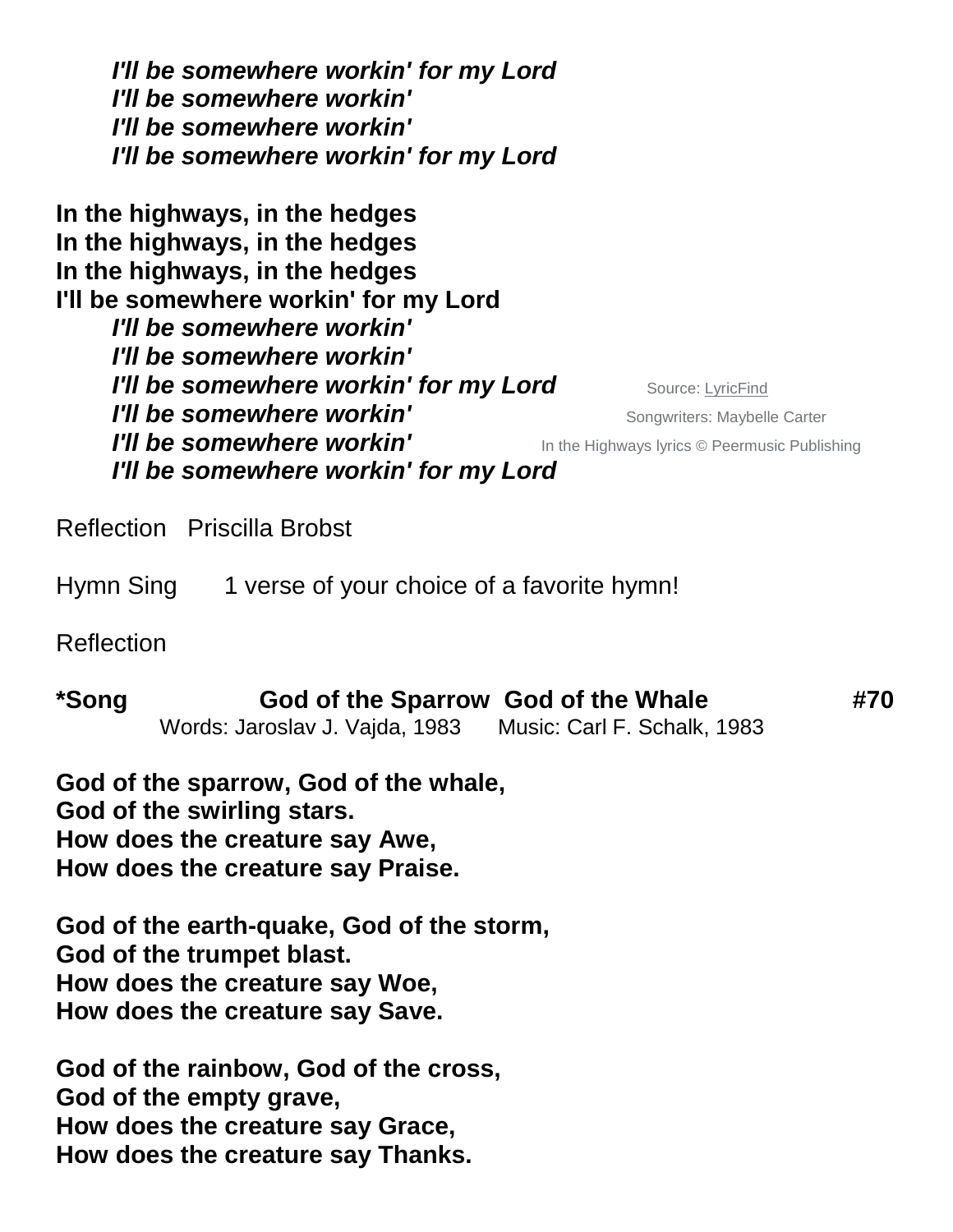***I'll be somewhere workin' for my Lord***
***I'll be somewhere workin'***
***I'll be somewhere workin'***
***I'll be somewhere workin' for my Lord***

**In the highways, in the hedges**
**In the highways, in the hedges**
**In the highways, in the hedges**
**I'll be somewhere workin' for my Lord**
***I'll be somewhere workin'***
***I'll be somewhere workin'***
***I'll be somewhere workin' for my Lord***
***I'll be somewhere workin'***
***I'll be somewhere workin'***
***I'll be somewhere workin' for my Lord***

Source: LyricFind
Songwriters: Maybelle Carter
In the Highways lyrics © Peermusic Publishing

Reflection   Priscilla Brobst

Hymn Sing   1 verse of your choice of a favorite hymn!

Reflection

**\*Song   God of the Sparrow  God of the Whale   #70**
Words: Jaroslav J. Vajda, 1983   Music: Carl F. Schalk, 1983

**God of the sparrow, God of the whale,**
**God of the swirling stars.**
**How does the creature say Awe,**
**How does the creature say Praise.**

**God of the earth-quake, God of the storm,**
**God of the trumpet blast.**
**How does the creature say Woe,**
**How does the creature say Save.**

**God of the rainbow, God of the cross,**
**God of the empty grave,**
**How does the creature say Grace,**
**How does the creature say Thanks.**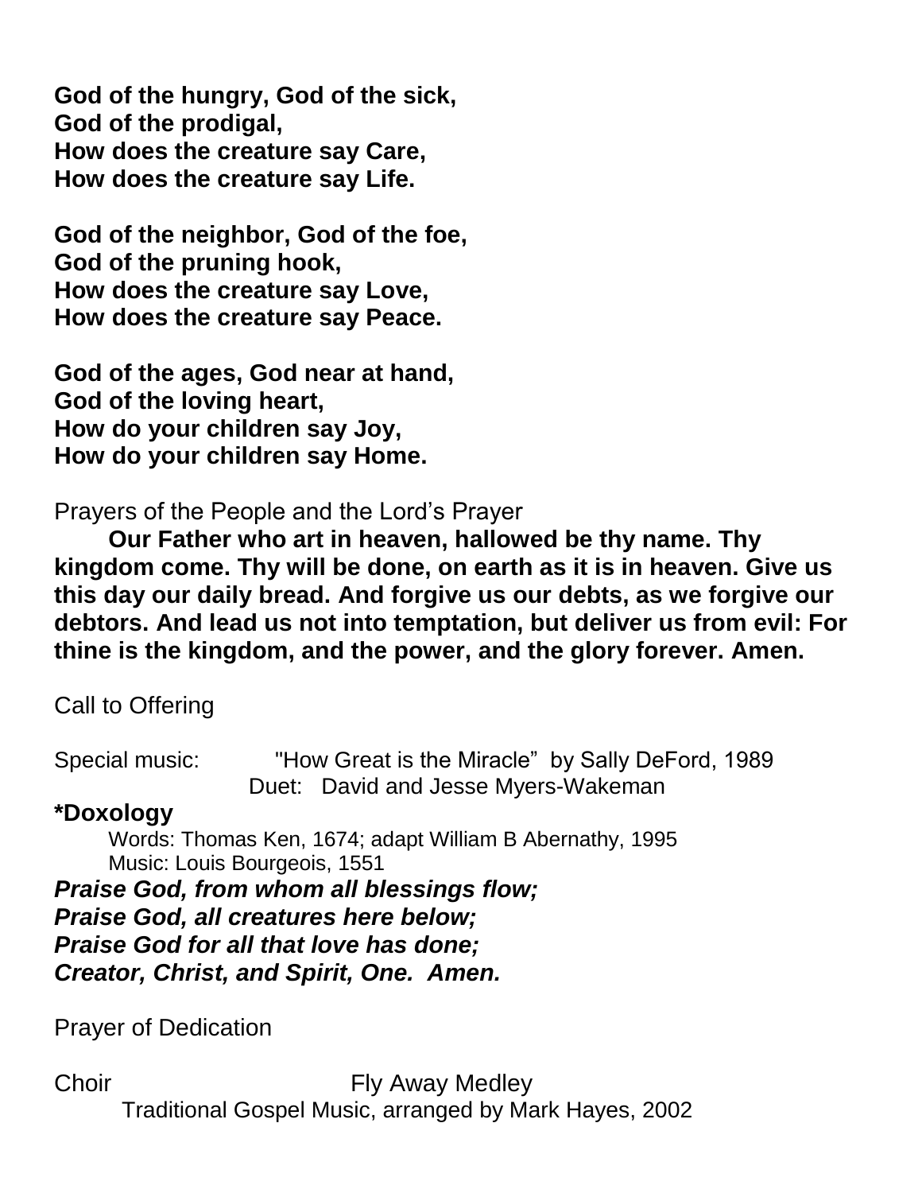**God of the hungry, God of the sick,**
**God of the prodigal,**
**How does the creature say Care,**
**How does the creature say Life.**

**God of the neighbor, God of the foe,**
**God of the pruning hook,**
**How does the creature say Love,**
**How does the creature say Peace.**

**God of the ages, God near at hand,**
**God of the loving heart,**
**How do your children say Joy,**
**How do your children say Home.**

Prayers of the People and the Lord's Prayer

**Our Father who art in heaven, hallowed be thy name. Thy kingdom come. Thy will be done, on earth as it is in heaven. Give us this day our daily bread. And forgive us our debts, as we forgive our debtors. And lead us not into temptation, but deliver us from evil: For thine is the kingdom, and the power, and the glory forever. Amen.**

Call to Offering

Special music: "How Great is the Miracle" by Sally DeFord, 1989
Duet: David and Jesse Myers-Wakeman

**\*Doxology**

Words: Thomas Ken, 1674; adapt William B Abernathy, 1995
Music: Louis Bourgeois, 1551

***Praise God, from whom all blessings flow;***
***Praise God, all creatures here below;***
***Praise God for all that love has done;***
***Creator, Christ, and Spirit, One. Amen.***

Prayer of Dedication

Choir Fly Away Medley
Traditional Gospel Music, arranged by Mark Hayes, 2002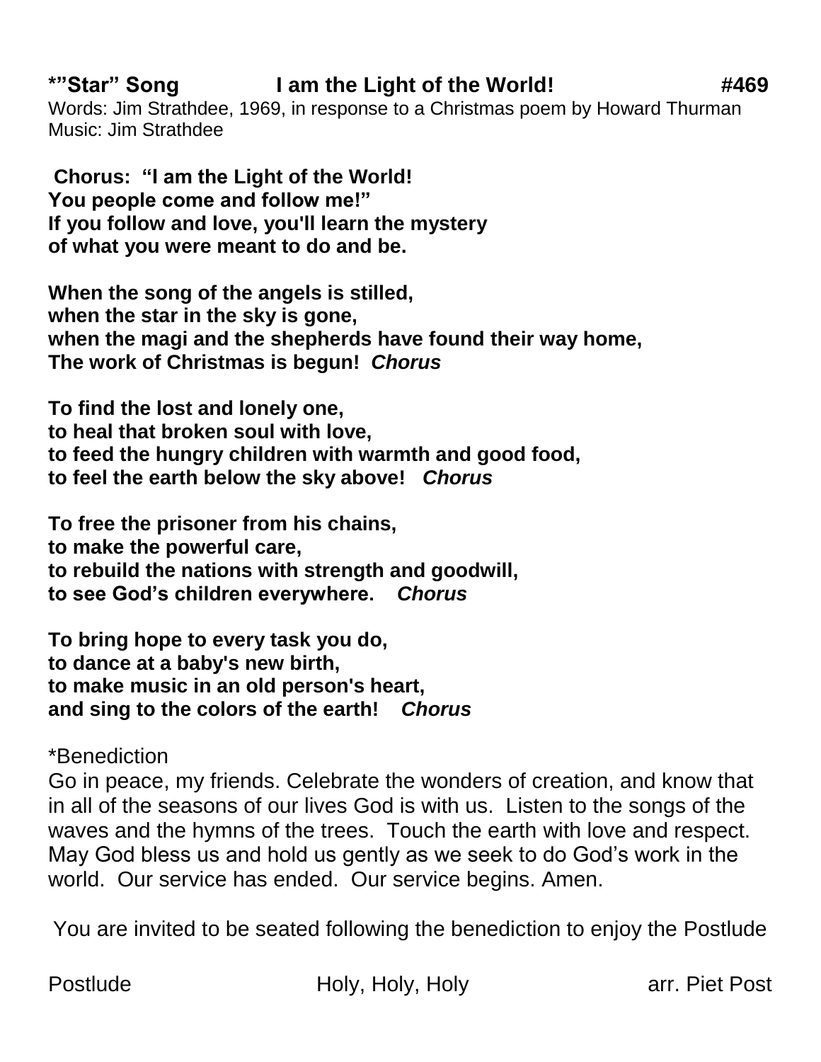**\*"Star" Song I am the Light of the World! #469**

Words: Jim Strathdee, 1969, in response to a Christmas poem by Howard Thurman
Music: Jim Strathdee

**Chorus: "I am the Light of the World!
You people come and follow me!"
If you follow and love, you'll learn the mystery
of what you were meant to do and be.**

**When the song of the angels is stilled,
when the star in the sky is gone,
when the magi and the shepherds have found their way home,
The work of Christmas is begun! *Chorus***

**To find the lost and lonely one,
to heal that broken soul with love,
to feed the hungry children with warmth and good food,
to feel the earth below the sky above! *Chorus***

**To free the prisoner from his chains,
to make the powerful care,
to rebuild the nations with strength and goodwill,
to see God's children everywhere. *Chorus***

**To bring hope to every task you do,
to dance at a baby's new birth,
to make music in an old person's heart,
and sing to the colors of the earth! *Chorus***

*Benediction
Go in peace, my friends. Celebrate the wonders of creation, and know that in all of the seasons of our lives God is with us. Listen to the songs of the waves and the hymns of the trees. Touch the earth with love and respect. May God bless us and hold us gently as we seek to do God's work in the world. Our service has ended. Our service begins. Amen.

You are invited to be seated following the benediction to enjoy the Postlude

Postlude Holy, Holy, Holy arr. Piet Post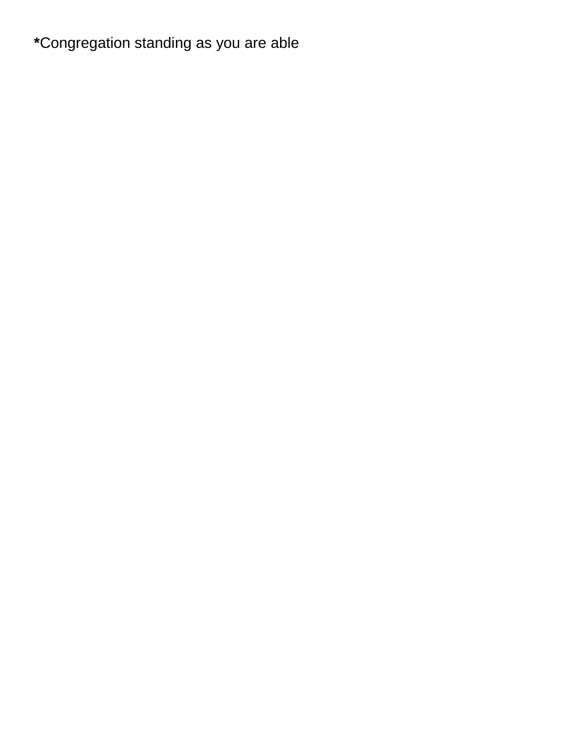**\***Congregation standing as you are able

**\***Congregation standing as you are able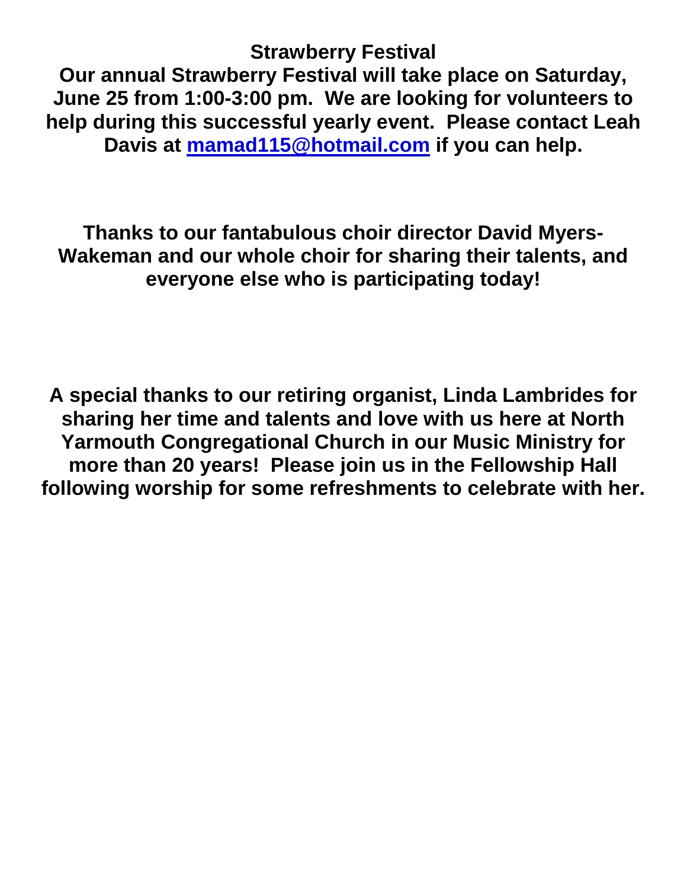**Strawberry Festival**

**Our annual Strawberry Festival will take place on Saturday, June 25 from 1:00-3:00 pm. We are looking for volunteers to help during this successful yearly event. Please contact Leah Davis at [mamad115@hotmail.com](mailto:mamad115@hotmail.com) if you can help.**

**Thanks to our fantabulous choir director David Myers-Wakeman and our whole choir for sharing their talents, and everyone else who is participating today!**

**A special thanks to our retiring organist, Linda Lambrides for sharing her time and talents and love with us here at North Yarmouth Congregational Church in our Music Ministry for more than 20 years! Please join us in the Fellowship Hall following worship for some refreshments to celebrate with her.**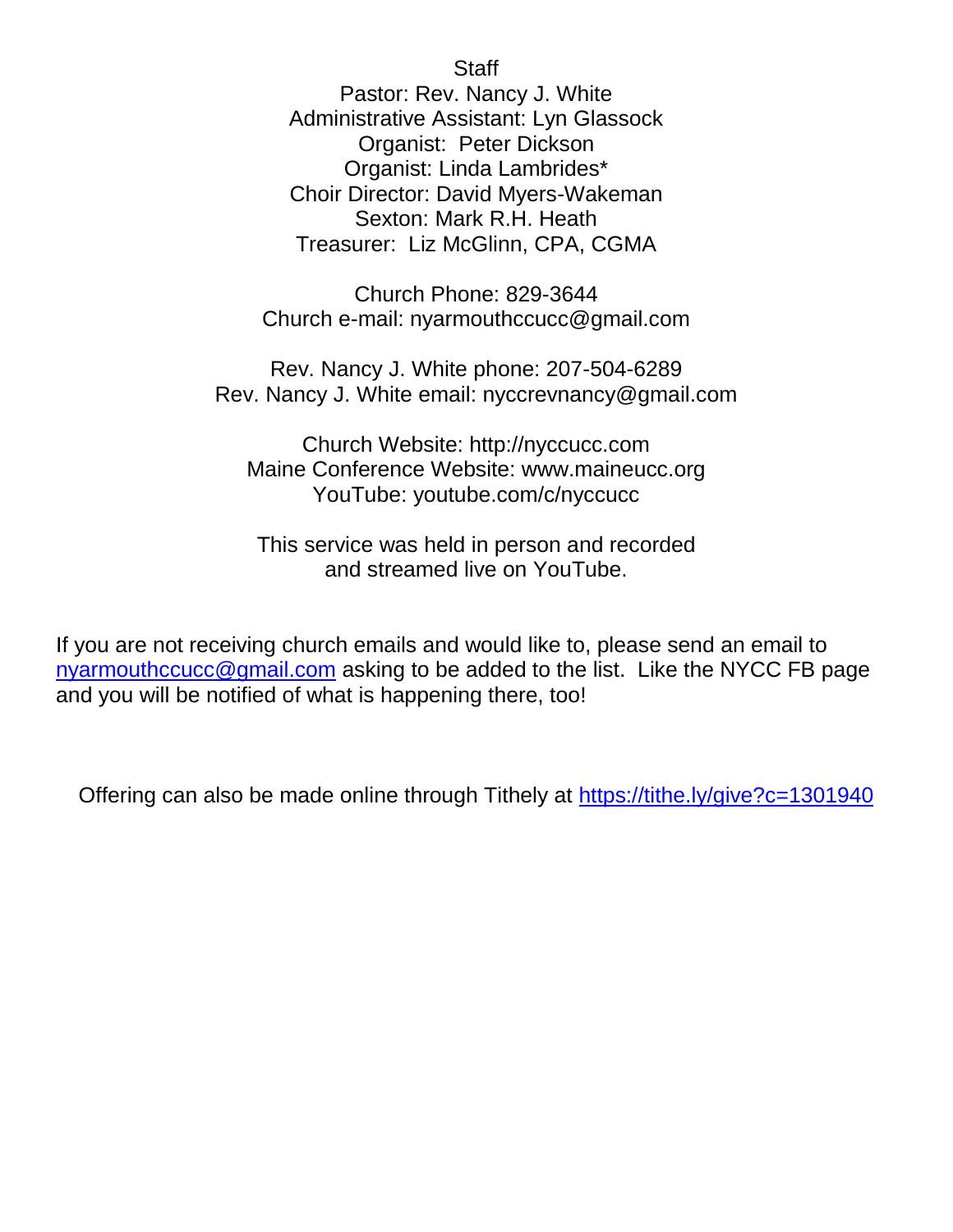Staff

Pastor: Rev. Nancy J. White
Administrative Assistant: Lyn Glassock
Organist: Peter Dickson
Organist: Linda Lambrides*
Choir Director: David Myers-Wakeman
Sexton: Mark R.H. Heath
Treasurer: Liz McGlinn, CPA, CGMA

Church Phone: 829-3644
Church e-mail: nyarmouthccucc@gmail.com

Rev. Nancy J. White phone: 207-504-6289
Rev. Nancy J. White email: nyccrevnancy@gmail.com

Church Website: http://nyccucc.com
Maine Conference Website: www.maineucc.org
YouTube: youtube.com/c/nyccucc

This service was held in person and recorded
and streamed live on YouTube.

If you are not receiving church emails and would like to, please send an email to [nyarmouthccucc@gmail.com](mailto:nyarmouthccucc@gmail.com) asking to be added to the list. Like the NYCC FB page and you will be notified of what is happening there, too!

Offering can also be made online through Tithely at [https://tithe.ly/give?c=1301940](https://tithe.ly/give?c=1301940)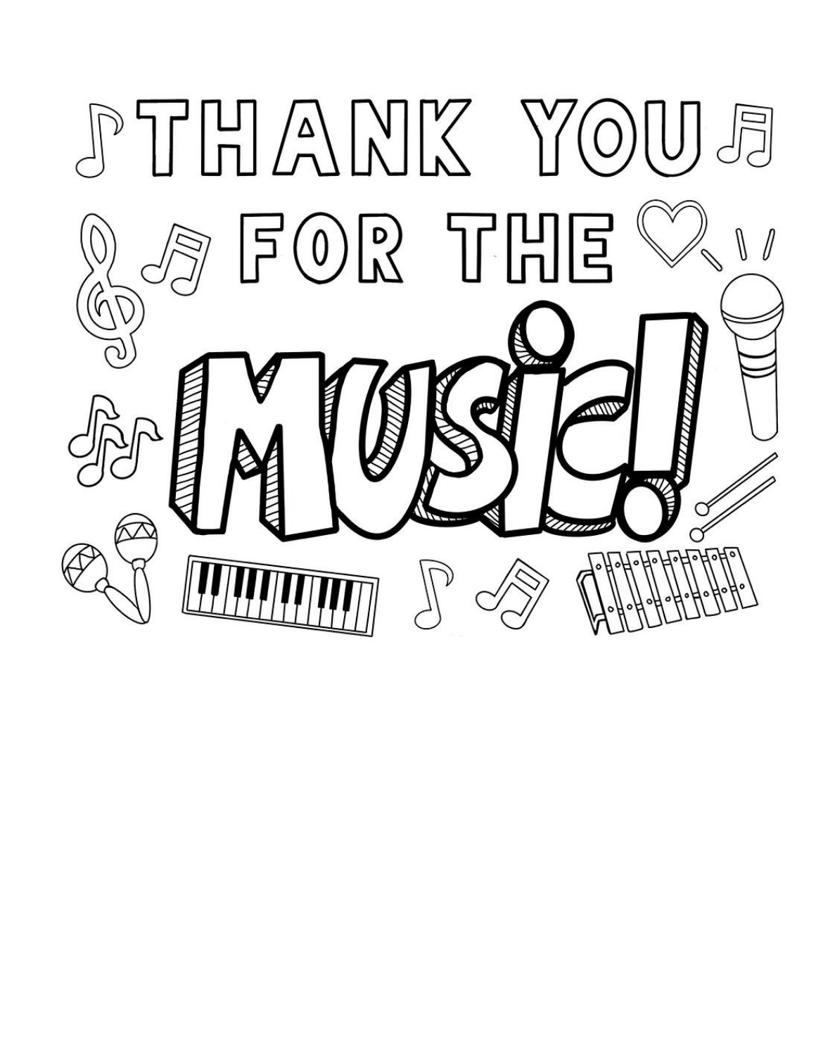THANK YOU FOR THE MUSIC!